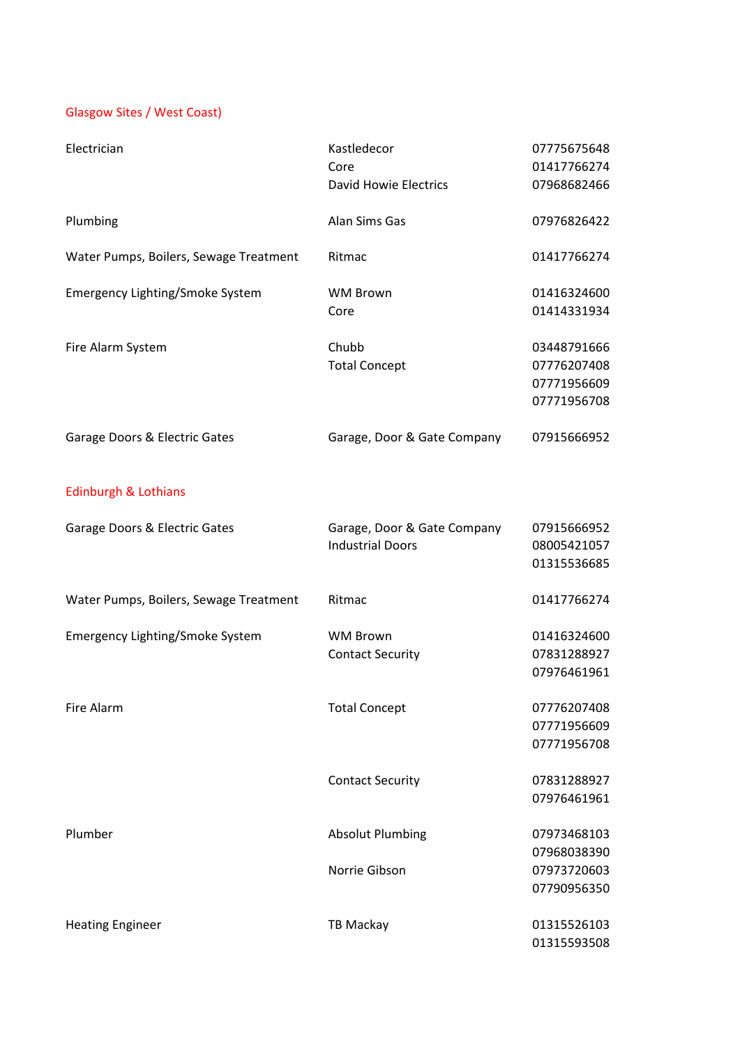## Glasgow Sites / West Coast)

| | | |
|---|---|---|
| Electrician | Kastledecor | 07775675648 |
| | Core | 01417766274 |
| | David Howie Electrics | 07968682466 |
| Plumbing | Alan Sims Gas | 07976826422 |
| Water Pumps, Boilers, Sewage Treatment | Ritmac | 01417766274 |
| Emergency Lighting/Smoke System | WM Brown | 01416324600 |
| | Core | 01414331934 |
| Fire Alarm System | Chubb | 03448791666 |
| | Total Concept | 07776207408 |
| | | 07771956609 |
| | | 07771956708 |
| Garage Doors & Electric Gates | Garage, Door & Gate Company | 07915666952 |

## Edinburgh & Lothians

| | | |
|---|---|---|
| Garage Doors & Electric Gates | Garage, Door & Gate Company | 07915666952 |
| | Industrial Doors | 08005421057 |
| | | 01315536685 |
| Water Pumps, Boilers, Sewage Treatment | Ritmac | 01417766274 |
| Emergency Lighting/Smoke System | WM Brown | 01416324600 |
| | Contact Security | 07831288927 |
| | | 07976461961 |
| Fire Alarm | Total Concept | 07776207408 |
| | | 07771956609 |
| | | 07771956708 |
| | Contact Security | 07831288927 |
| | | 07976461961 |
| Plumber | Absolut Plumbing | 07973468103 |
| | | 07968038390 |
| | Norrie Gibson | 07973720603 |
| | | 07790956350 |
| Heating Engineer | TB Mackay | 01315526103 |
| | | 01315593508 |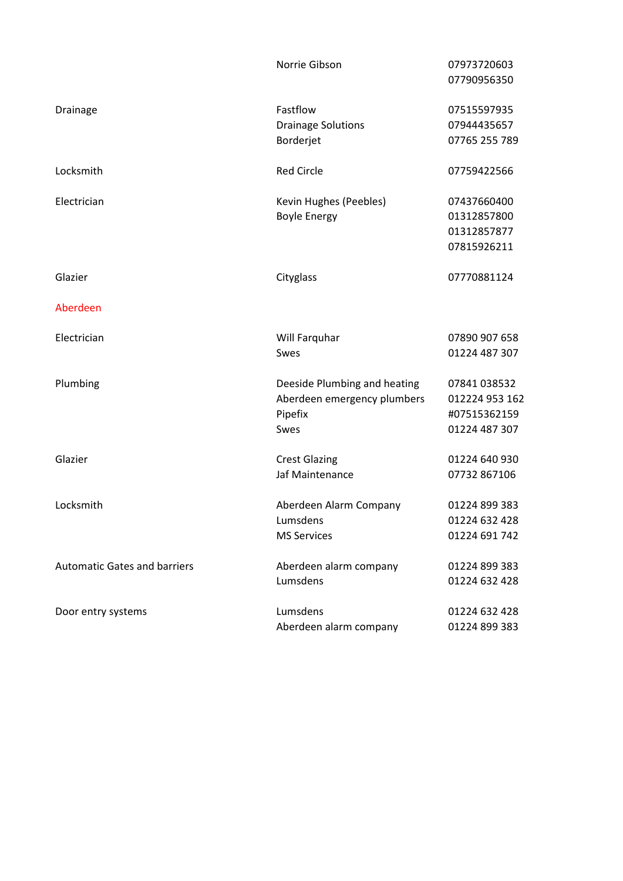| | | |
|---|---|---|
| | Norrie Gibson | 07973720603 |
| | | 07790956350 |
| Drainage | Fastflow | 07515597935 |
| | Drainage Solutions | 07944435657 |
| | Borderjet | 07765 255 789 |
| Locksmith | Red Circle | 07759422566 |
| Electrician | Kevin Hughes (Peebles) | 07437660400 |
| | Boyle Energy | 01312857800 |
| | | 01312857877 |
| | | 07815926211 |
| Glazier | Cityglass | 07770881124 |

## Aberdeen

| | | |
|---|---|---|
| Electrician | Will Farquhar | 07890 907 658 |
| | Swes | 01224 487 307 |
| Plumbing | Deeside Plumbing and heating | 07841 038532 |
| | Aberdeen emergency plumbers | 012224 953 162 |
| | Pipefix | #07515362159 |
| | Swes | 01224 487 307 |
| Glazier | Crest Glazing | 01224 640 930 |
| | Jaf Maintenance | 07732 867106 |
| Locksmith | Aberdeen Alarm Company | 01224 899 383 |
| | Lumsdens | 01224 632 428 |
| | MS Services | 01224 691 742 |
| Automatic Gates and barriers | Aberdeen alarm company | 01224 899 383 |
| | Lumsdens | 01224 632 428 |
| Door entry systems | Lumsdens | 01224 632 428 |
| | Aberdeen alarm company | 01224 899 383 |